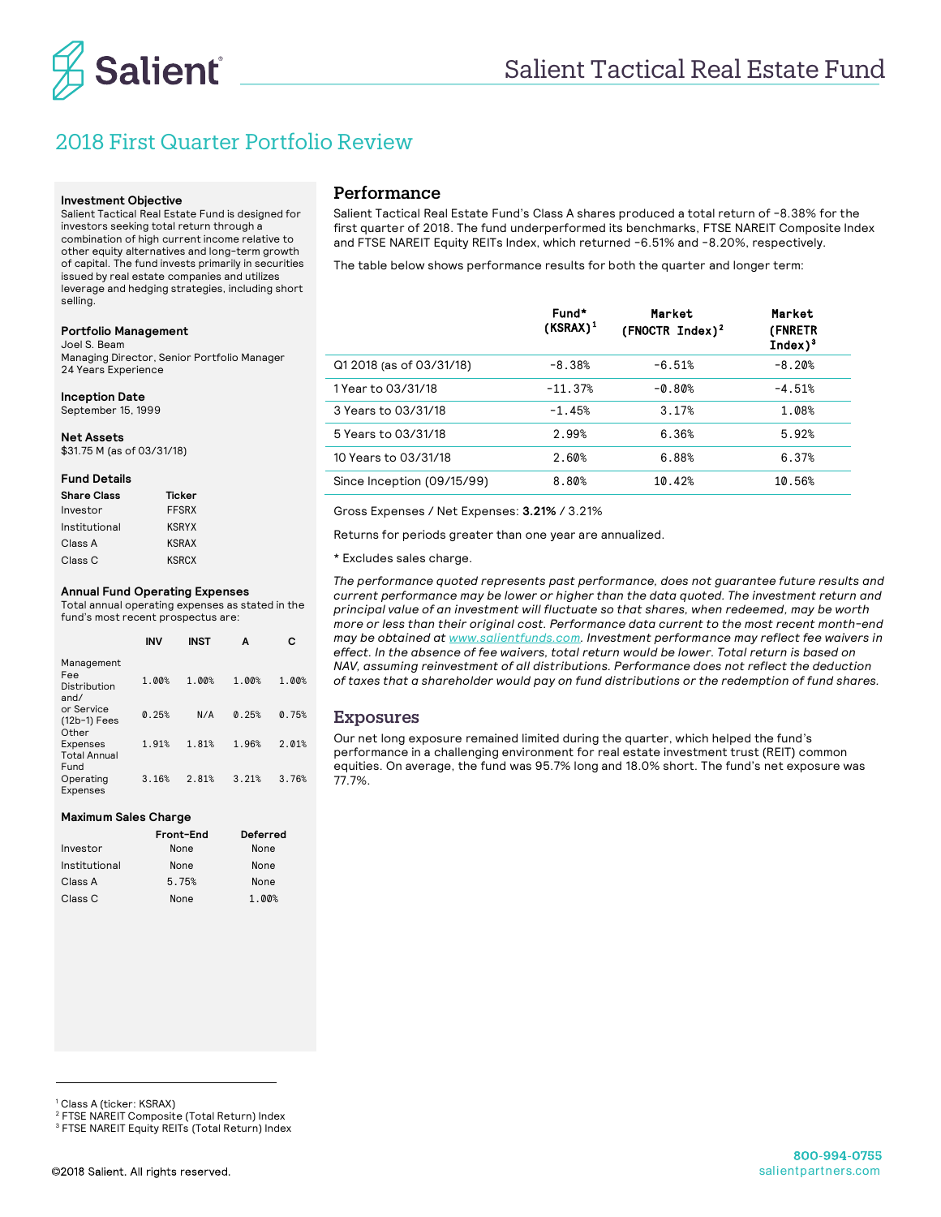# Salient Tactical Real Estate Fund

## 2018 First Quarter Portfolio Review

**Investment Objective**
Salient Tactical Real Estate Fund is designed for investors seeking total return through a combination of high current income relative to other equity alternatives and long-term growth of capital. The fund invests primarily in securities issued by real estate companies and utilizes leverage and hedging strategies, including short selling.

**Portfolio Management**
Joel S. Beam
Managing Director, Senior Portfolio Manager
24 Years Experience

**Inception Date**
September 15, 1999

**Net Assets**
$31.75 M (as of 03/31/18)

**Fund Details**

| Share Class | Ticker |
|---|---|
| Investor | FFSRX |
| Institutional | KSRYX |
| Class A | KSRAX |
| Class C | KSRCX |

**Annual Fund Operating Expenses**
Total annual operating expenses as stated in the fund's most recent prospectus are:

| | INV | INST | A | C |
|---|---|---|---|---|
| Management Fee | 1.00% | 1.00% | 1.00% | 1.00% |
| Distribution and/or Service (12b-1) Fees | 0.25% | N/A | 0.25% | 0.75% |
| Other Expenses | 1.91% | 1.81% | 1.96% | 2.01% |
| Total Annual Fund Operating Expenses | 3.16% | 2.81% | 3.21% | 3.76% |

**Maximum Sales Charge**

| | Front-End | Deferred |
|---|---|---|
| Investor | None | None |
| Institutional | None | None |
| Class A | 5.75% | None |
| Class C | None | 1.00% |

## Performance

Salient Tactical Real Estate Fund's Class A shares produced a total return of -8.38% for the first quarter of 2018. The fund underperformed its benchmarks, FTSE NAREIT Composite Index and FTSE NAREIT Equity REITs Index, which returned -6.51% and -8.20%, respectively.

The table below shows performance results for both the quarter and longer term:

| | Fund* (KSRAX)[1] | Market (FNOCTR Index)[2] | Market (FNRETR Index)[3] |
|---|---|---|---|
| Q1 2018 (as of 03/31/18) | -8.38% | -6.51% | -8.20% |
| 1 Year to 03/31/18 | -11.37% | -0.80% | -4.51% |
| 3 Years to 03/31/18 | -1.45% | 3.17% | 1.08% |
| 5 Years to 03/31/18 | 2.99% | 6.36% | 5.92% |
| 10 Years to 03/31/18 | 2.60% | 6.88% | 6.37% |
| Since Inception (09/15/99) | 8.80% | 10.42% | 10.56% |

Gross Expenses / Net Expenses: **3.21%** / 3.21%

Returns for periods greater than one year are annualized.

\* Excludes sales charge.

*The performance quoted represents past performance, does not guarantee future results and current performance may be lower or higher than the data quoted. The investment return and principal value of an investment will fluctuate so that shares, when redeemed, may be worth more or less than their original cost. Performance data current to the most recent month-end may be obtained at www.salientfunds.com. Investment performance may reflect fee waivers in effect. In the absence of fee waivers, total return would be lower. Total return is based on NAV, assuming reinvestment of all distributions. Performance does not reflect the deduction of taxes that a shareholder would pay on fund distributions or the redemption of fund shares.*

## Exposures

Our net long exposure remained limited during the quarter, which helped the fund's performance in a challenging environment for real estate investment trust (REIT) common equities. On average, the fund was 95.7% long and 18.0% short. The fund's net exposure was 77.7%.

---

[1] Class A (ticker: KSRAX)
[2] FTSE NAREIT Composite (Total Return) Index
[3] FTSE NAREIT Equity REITs (Total Return) Index

©2018 Salient. All rights reserved.

800-994-0755
salientpartners.com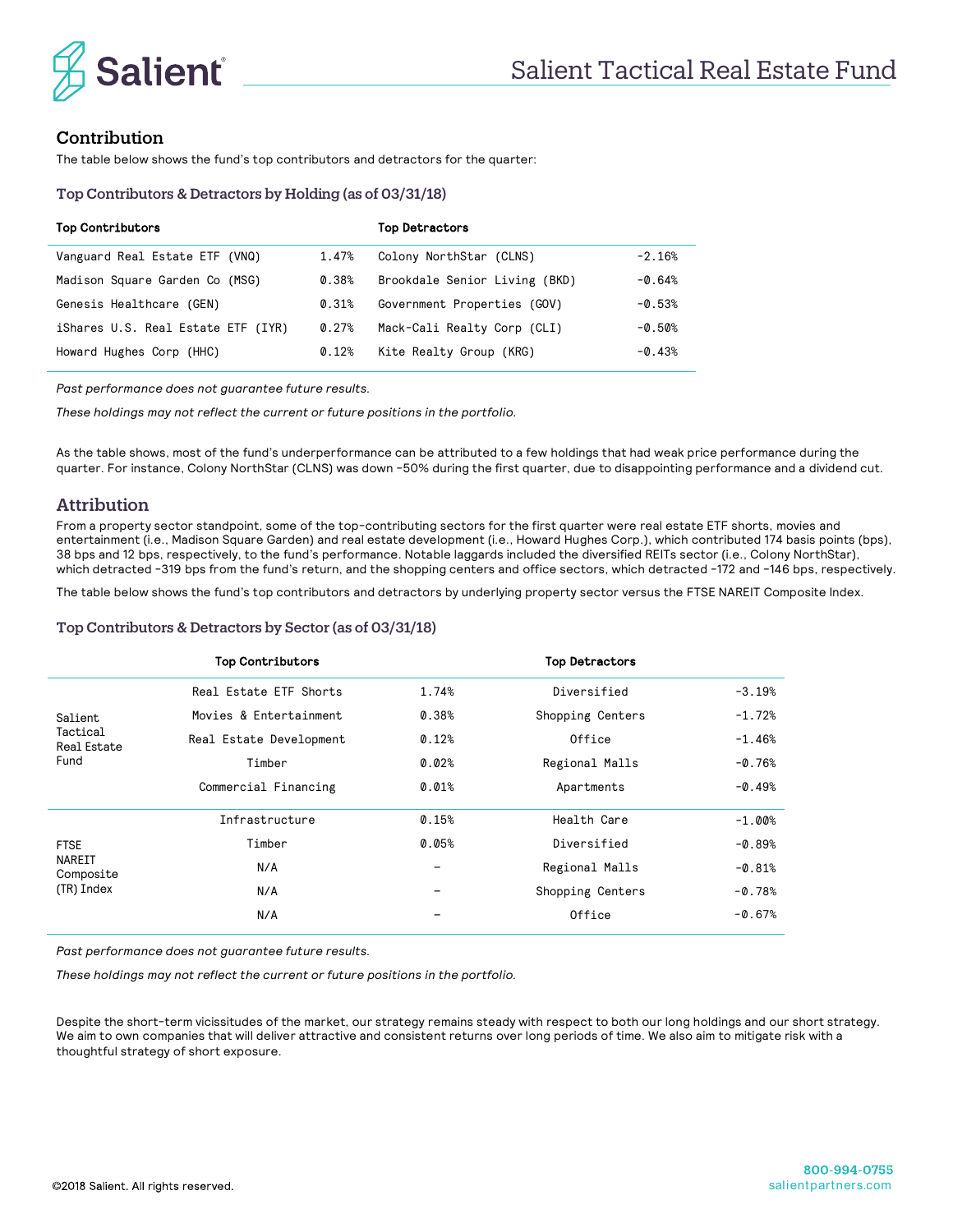## Contribution

The table below shows the fund's top contributors and detractors for the quarter:

### Top Contributors & Detractors by Holding (as of 03/31/18)

| Top Contributors | | Top Detractors | |
|---|---|---|---|
| Vanguard Real Estate ETF (VNQ) | 1.47% | Colony NorthStar (CLNS) | -2.16% |
| Madison Square Garden Co (MSG) | 0.38% | Brookdale Senior Living (BKD) | -0.64% |
| Genesis Healthcare (GEN) | 0.31% | Government Properties (GOV) | -0.53% |
| iShares U.S. Real Estate ETF (IYR) | 0.27% | Mack-Cali Realty Corp (CLI) | -0.50% |
| Howard Hughes Corp (HHC) | 0.12% | Kite Realty Group (KRG) | -0.43% |

*Past performance does not guarantee future results.*

*These holdings may not reflect the current or future positions in the portfolio.*

As the table shows, most of the fund's underperformance can be attributed to a few holdings that had weak price performance during the quarter. For instance, Colony NorthStar (CLNS) was down -50% during the first quarter, due to disappointing performance and a dividend cut.

## Attribution

From a property sector standpoint, some of the top-contributing sectors for the first quarter were real estate ETF shorts, movies and entertainment (i.e., Madison Square Garden) and real estate development (i.e., Howard Hughes Corp.), which contributed 174 basis points (bps), 38 bps and 12 bps, respectively, to the fund's performance. Notable laggards included the diversified REITs sector (i.e., Colony NorthStar), which detracted -319 bps from the fund's return, and the shopping centers and office sectors, which detracted -172 and -146 bps, respectively.

The table below shows the fund's top contributors and detractors by underlying property sector versus the FTSE NAREIT Composite Index.

### Top Contributors & Detractors by Sector (as of 03/31/18)

| | Top Contributors | | Top Detractors | |
|---|---|---|---|---|
| Salient Tactical Real Estate Fund | Real Estate ETF Shorts | 1.74% | Diversified | -3.19% |
| | Movies & Entertainment | 0.38% | Shopping Centers | -1.72% |
| | Real Estate Development | 0.12% | Office | -1.46% |
| | Timber | 0.02% | Regional Malls | -0.76% |
| | Commercial Financing | 0.01% | Apartments | -0.49% |
| FTSE NAREIT Composite (TR) Index | Infrastructure | 0.15% | Health Care | -1.00% |
| | Timber | 0.05% | Diversified | -0.89% |
| | N/A | – | Regional Malls | -0.81% |
| | N/A | – | Shopping Centers | -0.78% |
| | N/A | – | Office | -0.67% |

*Past performance does not guarantee future results.*

*These holdings may not reflect the current or future positions in the portfolio.*

Despite the short-term vicissitudes of the market, our strategy remains steady with respect to both our long holdings and our short strategy. We aim to own companies that will deliver attractive and consistent returns over long periods of time. We also aim to mitigate risk with a thoughtful strategy of short exposure.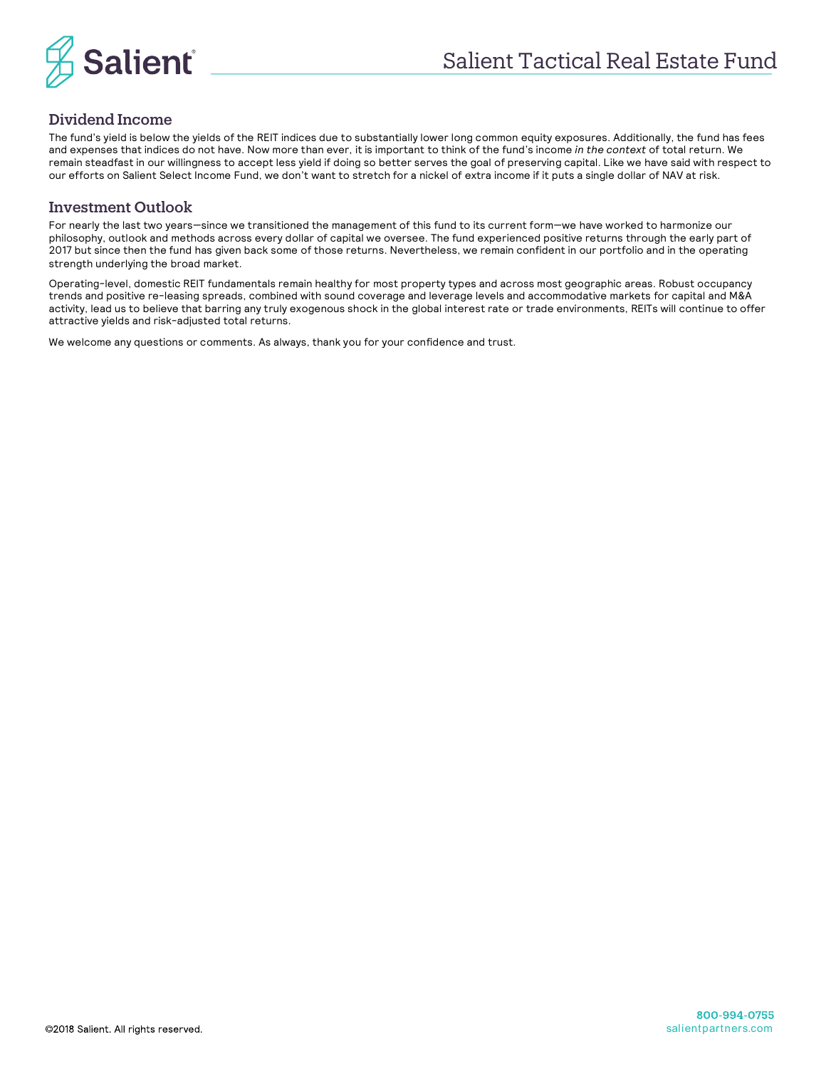## Dividend Income

The fund's yield is below the yields of the REIT indices due to substantially lower long common equity exposures. Additionally, the fund has fees and expenses that indices do not have. Now more than ever, it is important to think of the fund's income *in the context* of total return. We remain steadfast in our willingness to accept less yield if doing so better serves the goal of preserving capital. Like we have said with respect to our efforts on Salient Select Income Fund, we don't want to stretch for a nickel of extra income if it puts a single dollar of NAV at risk.

## Investment Outlook

For nearly the last two years—since we transitioned the management of this fund to its current form—we have worked to harmonize our philosophy, outlook and methods across every dollar of capital we oversee. The fund experienced positive returns through the early part of 2017 but since then the fund has given back some of those returns. Nevertheless, we remain confident in our portfolio and in the operating strength underlying the broad market.

Operating-level, domestic REIT fundamentals remain healthy for most property types and across most geographic areas. Robust occupancy trends and positive re-leasing spreads, combined with sound coverage and leverage levels and accommodative markets for capital and M&A activity, lead us to believe that barring any truly exogenous shock in the global interest rate or trade environments, REITs will continue to offer attractive yields and risk-adjusted total returns.

We welcome any questions or comments. As always, thank you for your confidence and trust.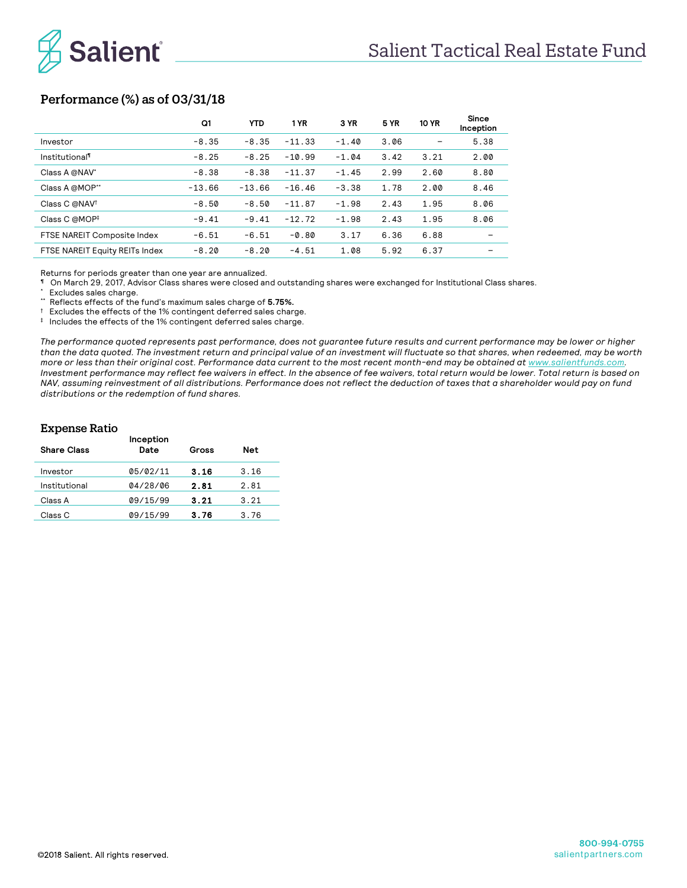# Salient Tactical Real Estate Fund

## Performance (%) as of 03/31/18

| | Q1 | YTD | 1 YR | 3 YR | 5 YR | 10 YR | Since Inception |
|---|---|---|---|---|---|---|---|
| Investor | -8.35 | -8.35 | -11.33 | -1.40 | 3.06 | – | 5.38 |
| Institutional¶ | -8.25 | -8.25 | -10.99 | -1.04 | 3.42 | 3.21 | 2.00 |
| Class A @NAV* | -8.38 | -8.38 | -11.37 | -1.45 | 2.99 | 2.60 | 8.80 |
| Class A @MOP** | -13.66 | -13.66 | -16.46 | -3.38 | 1.78 | 2.00 | 8.46 |
| Class C @NAV† | -8.50 | -8.50 | -11.87 | -1.98 | 2.43 | 1.95 | 8.06 |
| Class C @MOP‡ | -9.41 | -9.41 | -12.72 | -1.98 | 2.43 | 1.95 | 8.06 |
| FTSE NAREIT Composite Index | -6.51 | -6.51 | -0.80 | 3.17 | 6.36 | 6.88 | – |
| FTSE NAREIT Equity REITs Index | -8.20 | -8.20 | -4.51 | 1.08 | 5.92 | 6.37 | – |

Returns for periods greater than one year are annualized.

¶ On March 29, 2017, Advisor Class shares were closed and outstanding shares were exchanged for Institutional Class shares.

* Excludes sales charge.

** Reflects effects of the fund's maximum sales charge of **5.75%.**

† Excludes the effects of the 1% contingent deferred sales charge.

‡ Includes the effects of the 1% contingent deferred sales charge.

*The performance quoted represents past performance, does not guarantee future results and current performance may be lower or higher than the data quoted. The investment return and principal value of an investment will fluctuate so that shares, when redeemed, may be worth more or less than their original cost. Performance data current to the most recent month-end may be obtained at www.salientfunds.com. Investment performance may reflect fee waivers in effect. In the absence of fee waivers, total return would be lower. Total return is based on NAV, assuming reinvestment of all distributions. Performance does not reflect the deduction of taxes that a shareholder would pay on fund distributions or the redemption of fund shares.*

## Expense Ratio

| Share Class | Inception Date | Gross | Net |
|---|---|---|---|
| Investor | 05/02/11 | **3.16** | 3.16 |
| Institutional | 04/28/06 | **2.81** | 2.81 |
| Class A | 09/15/99 | **3.21** | 3.21 |
| Class C | 09/15/99 | **3.76** | 3.76 |

©2018 Salient. All rights reserved.

800-994-0755
salientpartners.com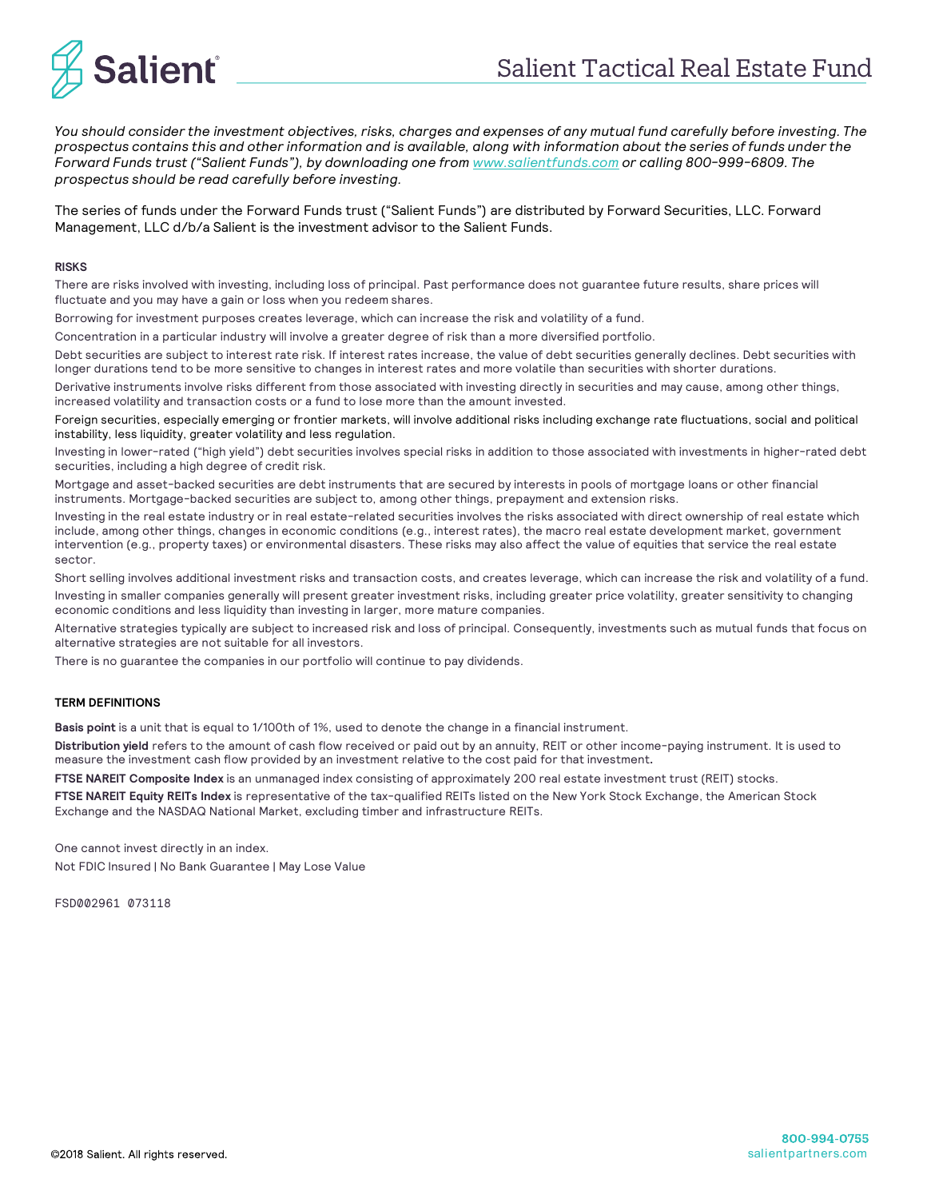You should consider the investment objectives, risks, charges and expenses of any mutual fund carefully before investing. The prospectus contains this and other information and is available, along with information about the series of funds under the Forward Funds trust ("Salient Funds"), by downloading one from www.salientfunds.com or calling 800-999-6809. The prospectus should be read carefully before investing.*

The series of funds under the Forward Funds trust ("Salient Funds") are distributed by Forward Securities, LLC. Forward Management, LLC d/b/a Salient is the investment advisor to the Salient Funds.

**RISKS**

There are risks involved with investing, including loss of principal. Past performance does not guarantee future results, share prices will fluctuate and you may have a gain or loss when you redeem shares.

Borrowing for investment purposes creates leverage, which can increase the risk and volatility of a fund.

Concentration in a particular industry will involve a greater degree of risk than a more diversified portfolio.

Debt securities are subject to interest rate risk. If interest rates increase, the value of debt securities generally declines. Debt securities with longer durations tend to be more sensitive to changes in interest rates and more volatile than securities with shorter durations.

Derivative instruments involve risks different from those associated with investing directly in securities and may cause, among other things, increased volatility and transaction costs or a fund to lose more than the amount invested.

Foreign securities, especially emerging or frontier markets, will involve additional risks including exchange rate fluctuations, social and political instability, less liquidity, greater volatility and less regulation.

Investing in lower-rated ("high yield") debt securities involves special risks in addition to those associated with investments in higher-rated debt securities, including a high degree of credit risk.

Mortgage and asset-backed securities are debt instruments that are secured by interests in pools of mortgage loans or other financial instruments. Mortgage-backed securities are subject to, among other things, prepayment and extension risks.

Investing in the real estate industry or in real estate-related securities involves the risks associated with direct ownership of real estate which include, among other things, changes in economic conditions (e.g., interest rates), the macro real estate development market, government intervention (e.g., property taxes) or environmental disasters. These risks may also affect the value of equities that service the real estate sector.

Short selling involves additional investment risks and transaction costs, and creates leverage, which can increase the risk and volatility of a fund.

Investing in smaller companies generally will present greater investment risks, including greater price volatility, greater sensitivity to changing economic conditions and less liquidity than investing in larger, more mature companies.

Alternative strategies typically are subject to increased risk and loss of principal. Consequently, investments such as mutual funds that focus on alternative strategies are not suitable for all investors.

There is no guarantee the companies in our portfolio will continue to pay dividends.

**TERM DEFINITIONS**

**Basis point** is a unit that is equal to 1/100th of 1%, used to denote the change in a financial instrument.

**Distribution yield** refers to the amount of cash flow received or paid out by an annuity, REIT or other income-paying instrument. It is used to measure the investment cash flow provided by an investment relative to the cost paid for that investment**.**

**FTSE NAREIT Composite Index** is an unmanaged index consisting of approximately 200 real estate investment trust (REIT) stocks.

**FTSE NAREIT Equity REITs Index** is representative of the tax-qualified REITs listed on the New York Stock Exchange, the American Stock Exchange and the NASDAQ National Market, excluding timber and infrastructure REITs.

One cannot invest directly in an index.

Not FDIC Insured | No Bank Guarantee | May Lose Value

FSD002961 073118

©2018 Salient. All rights reserved.

800-994-0755
salientpartners.com